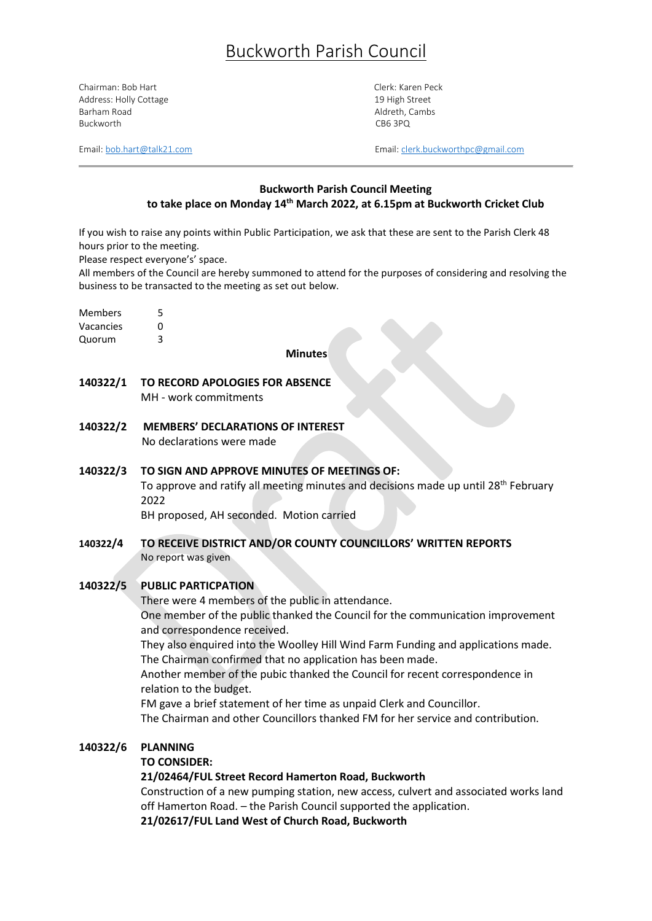# Buckworth Parish Council

Chairman: Bob Hart
Address: Holly Cottage
Barham Road
Buckworth

Email: bob.hart@talk21.com

Clerk: Karen Peck
19 High Street
Aldreth, Cambs
CB6 3PQ

Email: clerk.buckworthpc@gmail.com

**Buckworth Parish Council Meeting**
**to take place on Monday 14th March 2022, at 6.15pm at Buckworth Cricket Club**

If you wish to raise any points within Public Participation, we ask that these are sent to the Parish Clerk 48 hours prior to the meeting.
Please respect everyone's' space.
All members of the Council are hereby summoned to attend for the purposes of considering and resolving the business to be transacted to the meeting as set out below.

| Members | 5 |
|---|---|
| Vacancies | 0 |
| Quorum | 3 |

**Minutes**

**140322/1 TO RECORD APOLOGIES FOR ABSENCE**
MH - work commitments

**140322/2 MEMBERS' DECLARATIONS OF INTEREST**
No declarations were made

**140322/3 TO SIGN AND APPROVE MINUTES OF MEETINGS OF:**
To approve and ratify all meeting minutes and decisions made up until 28th February 2022
BH proposed, AH seconded. Motion carried

**140322/4 TO RECEIVE DISTRICT AND/OR COUNTY COUNCILLORS' WRITTEN REPORTS**
No report was given

**140322/5 PUBLIC PARTICPATION**
There were 4 members of the public in attendance.
One member of the public thanked the Council for the communication improvement and correspondence received.
They also enquired into the Woolley Hill Wind Farm Funding and applications made.
The Chairman confirmed that no application has been made.
Another member of the pubic thanked the Council for recent correspondence in relation to the budget.
FM gave a brief statement of her time as unpaid Clerk and Councillor.
The Chairman and other Councillors thanked FM for her service and contribution.

**140322/6 PLANNING**
**TO CONSIDER:**
**21/02464/FUL Street Record Hamerton Road, Buckworth**
Construction of a new pumping station, new access, culvert and associated works land off Hamerton Road. – the Parish Council supported the application.
**21/02617/FUL Land West of Church Road, Buckworth**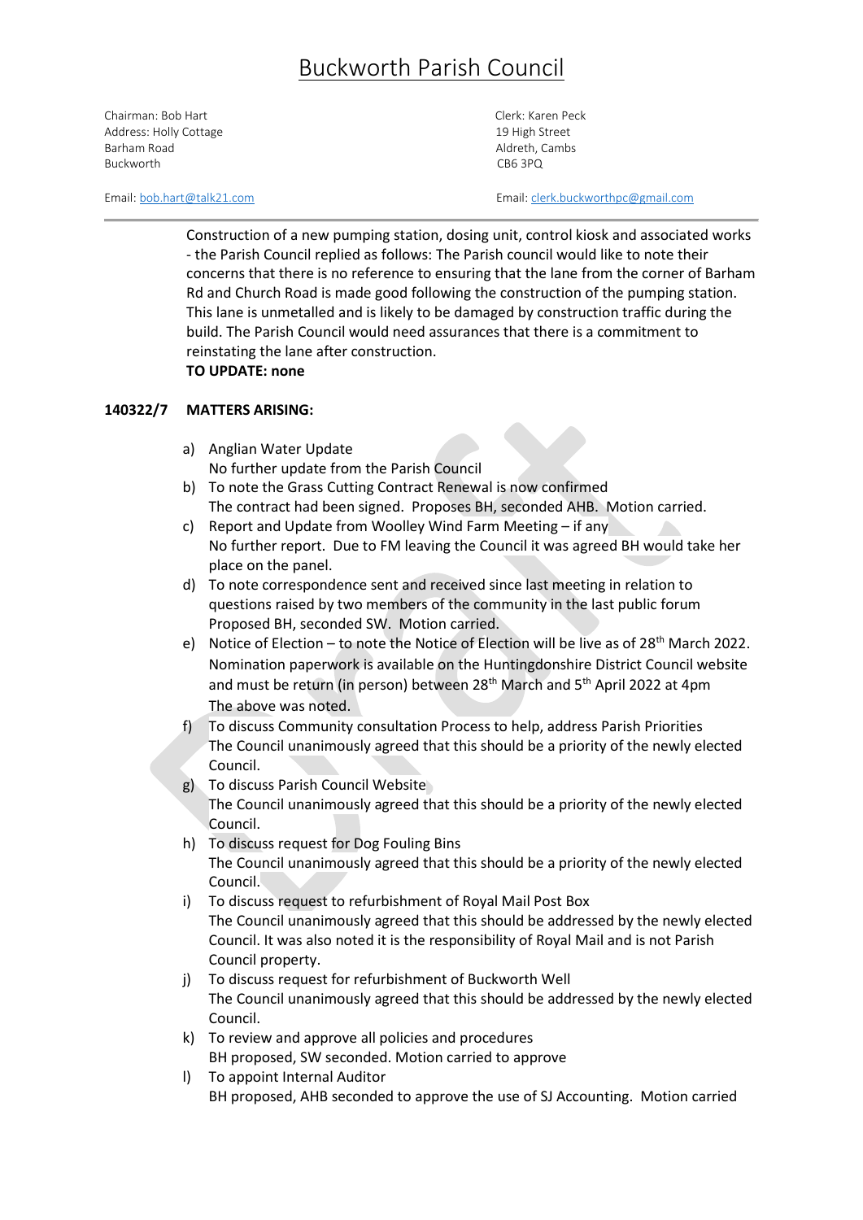# Buckworth Parish Council

Chairman: Bob Hart
Address: Holly Cottage
Barham Road
Buckworth

Email: bob.hart@talk21.com

Clerk: Karen Peck
19 High Street
Aldreth, Cambs
CB6 3PQ

Email: clerk.buckworthpc@gmail.com

---

Construction of a new pumping station, dosing unit, control kiosk and associated works - the Parish Council replied as follows: The Parish council would like to note their concerns that there is no reference to ensuring that the lane from the corner of Barham Rd and Church Road is made good following the construction of the pumping station. This lane is unmetalled and is likely to be damaged by construction traffic during the build. The Parish Council would need assurances that there is a commitment to reinstating the lane after construction.

**TO UPDATE: none**

**140322/7 MATTERS ARISING:**

a) Anglian Water Update
No further update from the Parish Council

b) To note the Grass Cutting Contract Renewal is now confirmed
The contract had been signed. Proposes BH, seconded AHB. Motion carried.

c) Report and Update from Woolley Wind Farm Meeting – if any
No further report. Due to FM leaving the Council it was agreed BH would take her place on the panel.

d) To note correspondence sent and received since last meeting in relation to questions raised by two members of the community in the last public forum
Proposed BH, seconded SW. Motion carried.

e) Notice of Election – to note the Notice of Election will be live as of 28th March 2022. Nomination paperwork is available on the Huntingdonshire District Council website and must be return (in person) between 28th March and 5th April 2022 at 4pm
The above was noted.

f) To discuss Community consultation Process to help, address Parish Priorities
The Council unanimously agreed that this should be a priority of the newly elected Council.

g) To discuss Parish Council Website
The Council unanimously agreed that this should be a priority of the newly elected Council.

h) To discuss request for Dog Fouling Bins
The Council unanimously agreed that this should be a priority of the newly elected Council.

i) To discuss request to refurbishment of Royal Mail Post Box
The Council unanimously agreed that this should be addressed by the newly elected Council. It was also noted it is the responsibility of Royal Mail and is not Parish Council property.

j) To discuss request for refurbishment of Buckworth Well
The Council unanimously agreed that this should be addressed by the newly elected Council.

k) To review and approve all policies and procedures
BH proposed, SW seconded. Motion carried to approve

l) To appoint Internal Auditor
BH proposed, AHB seconded to approve the use of SJ Accounting. Motion carried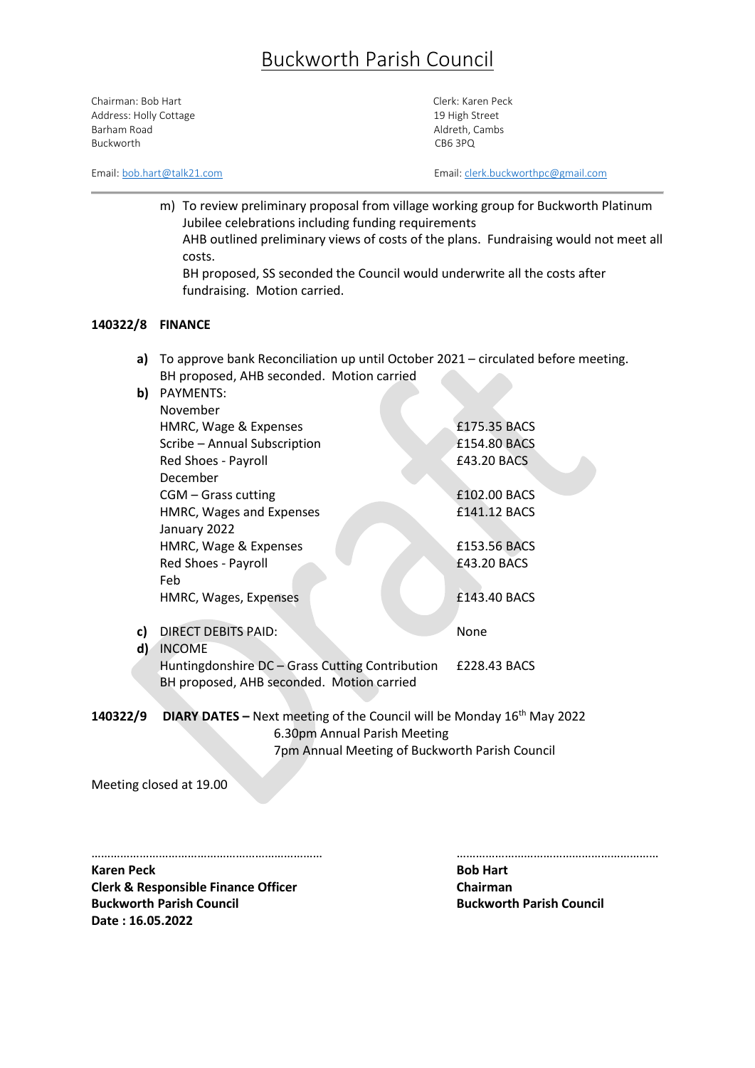# Buckworth Parish Council

Chairman: Bob Hart
Address: Holly Cottage
Barham Road
Buckworth

Email: bob.hart@talk21.com

Clerk: Karen Peck
19 High Street
Aldreth, Cambs
CB6 3PQ

Email: clerk.buckworthpc@gmail.com

---

m) To review preliminary proposal from village working group for Buckworth Platinum Jubilee celebrations including funding requirements
AHB outlined preliminary views of costs of the plans. Fundraising would not meet all costs.
BH proposed, SS seconded the Council would underwrite all the costs after fundraising. Motion carried.

**140322/8 FINANCE**

**a)** To approve bank Reconciliation up until October 2021 – circulated before meeting.
BH proposed, AHB seconded. Motion carried

**b)** PAYMENTS:

| | |
|---|---|
| November | |
| HMRC, Wage & Expenses | £175.35 BACS |
| Scribe – Annual Subscription | £154.80 BACS |
| Red Shoes - Payroll | £43.20 BACS |
| December | |
| CGM – Grass cutting | £102.00 BACS |
| HMRC, Wages and Expenses | £141.12 BACS |
| January 2022 | |
| HMRC, Wage & Expenses | £153.56 BACS |
| Red Shoes - Payroll | £43.20 BACS |
| Feb | |
| HMRC, Wages, Expenses | £143.40 BACS |

**c)** DIRECT DEBITS PAID: None

**d)** INCOME
Huntingdonshire DC – Grass Cutting Contribution £228.43 BACS
BH proposed, AHB seconded. Motion carried

**140322/9 DIARY DATES –** Next meeting of the Council will be Monday 16th May 2022
6.30pm Annual Parish Meeting
7pm Annual Meeting of Buckworth Parish Council

Meeting closed at 19.00

……………………………………………………………

**Karen Peck**
**Clerk & Responsible Finance Officer**
**Buckworth Parish Council**
**Date : 16.05.2022**

……………………………………………………………

**Bob Hart**
**Chairman**
**Buckworth Parish Council**